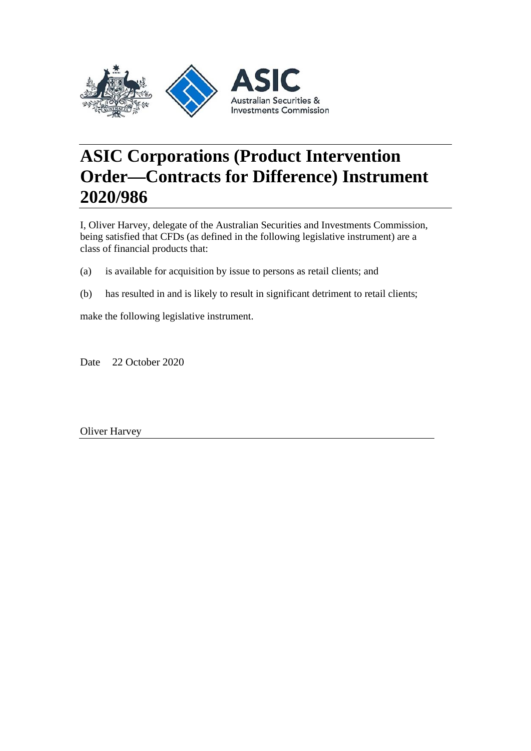# ASIC Corporations (Product Intervention Order—Contracts for Difference) Instrument 2020/986

I, Oliver Harvey, delegate of the Australian Securities and Investments Commission, being satisfied that CFDs (as defined in the following legislative instrument) are a class of financial products that:

(a) is available for acquisition by issue to persons as retail clients; and

(b) has resulted in and is likely to result in significant detriment to retail clients;

make the following legislative instrument.

Date 22 October 2020

Oliver Harvey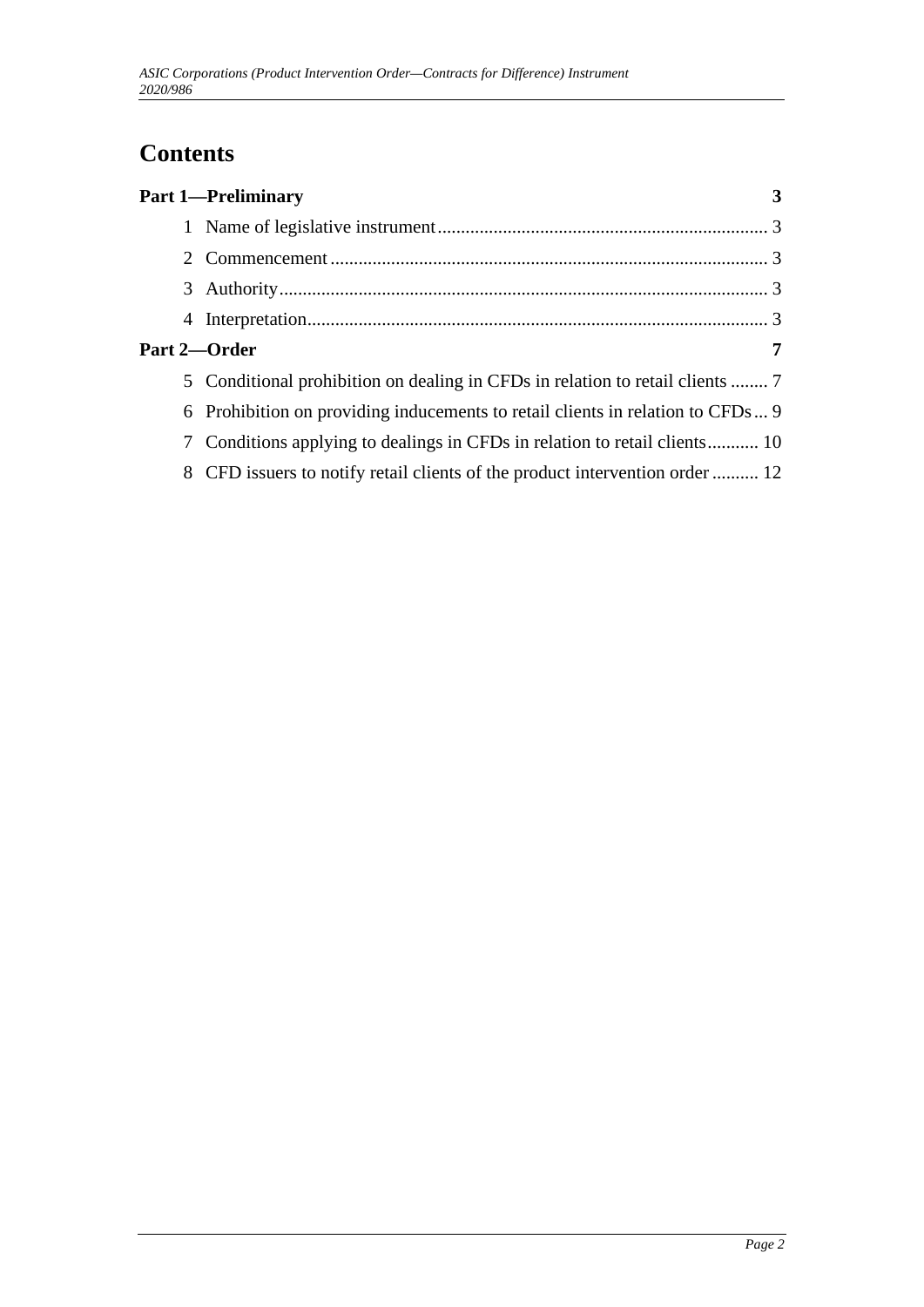# Contents

**Part 1—Preliminary** 3

1 Name of legislative instrument 3

2 Commencement 3

3 Authority 3

4 Interpretation 3

**Part 2—Order** 7

5 Conditional prohibition on dealing in CFDs in relation to retail clients 7

6 Prohibition on providing inducements to retail clients in relation to CFDs 9

7 Conditions applying to dealings in CFDs in relation to retail clients 10

8 CFD issuers to notify retail clients of the product intervention order 12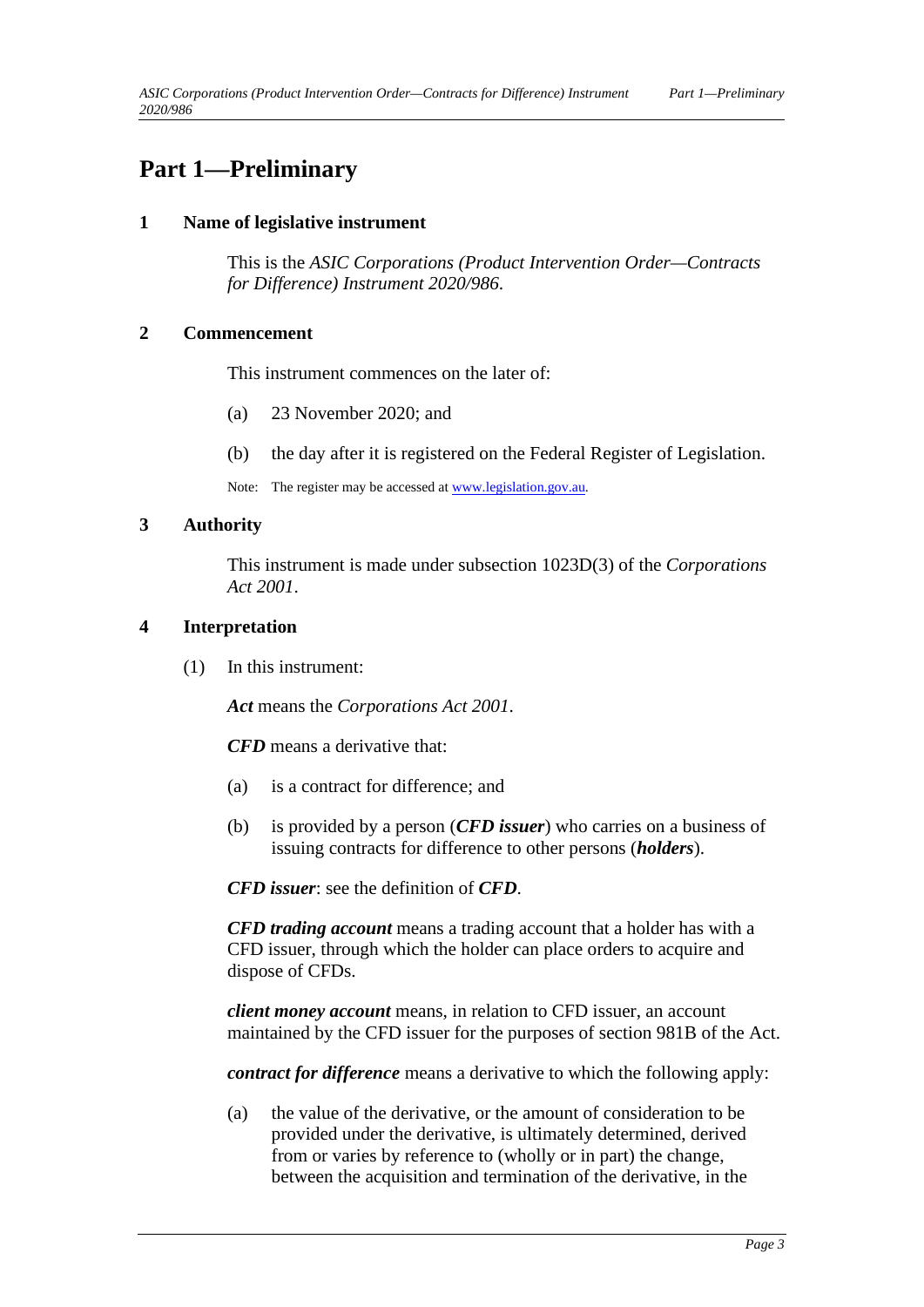# Part 1—Preliminary

## 1 Name of legislative instrument

This is the *ASIC Corporations (Product Intervention Order—Contracts for Difference) Instrument 2020/986*.

## 2 Commencement

This instrument commences on the later of:

(a) 23 November 2020; and

(b) the day after it is registered on the Federal Register of Legislation.

Note: The register may be accessed at www.legislation.gov.au.

## 3 Authority

This instrument is made under subsection 1023D(3) of the *Corporations Act 2001*.

## 4 Interpretation

(1) In this instrument:

***Act*** means the *Corporations Act 2001*.

***CFD*** means a derivative that:

(a) is a contract for difference; and

(b) is provided by a person (***CFD issuer***) who carries on a business of issuing contracts for difference to other persons (***holders***).

***CFD issuer***: see the definition of ***CFD***.

***CFD trading account*** means a trading account that a holder has with a CFD issuer, through which the holder can place orders to acquire and dispose of CFDs.

***client money account*** means, in relation to CFD issuer, an account maintained by the CFD issuer for the purposes of section 981B of the Act.

***contract for difference*** means a derivative to which the following apply:

(a) the value of the derivative, or the amount of consideration to be provided under the derivative, is ultimately determined, derived from or varies by reference to (wholly or in part) the change, between the acquisition and termination of the derivative, in the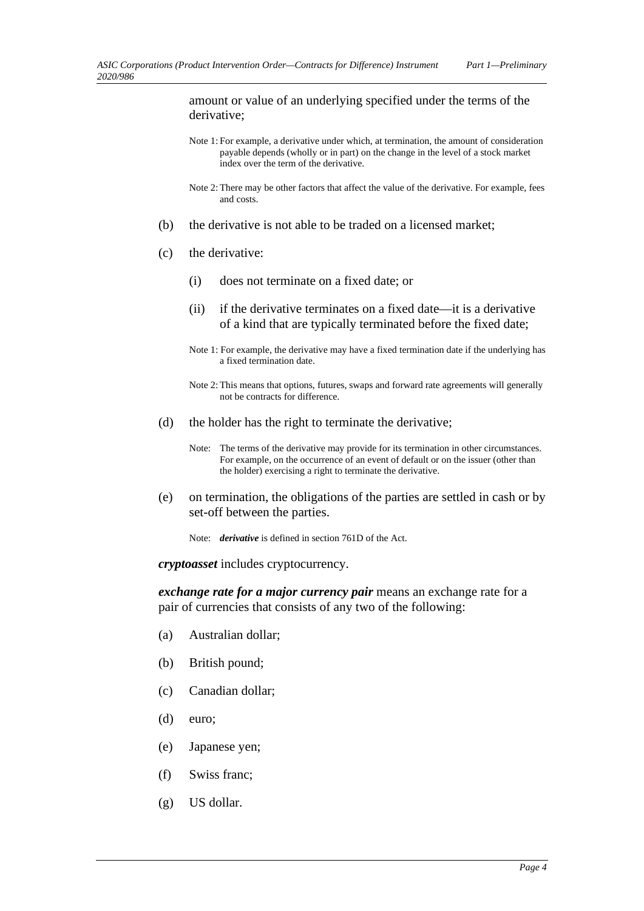amount or value of an underlying specified under the terms of the derivative;

Note 1: For example, a derivative under which, at termination, the amount of consideration payable depends (wholly or in part) on the change in the level of a stock market index over the term of the derivative.

Note 2: There may be other factors that affect the value of the derivative. For example, fees and costs.

(b) the derivative is not able to be traded on a licensed market;

(c) the derivative:

(i) does not terminate on a fixed date; or

(ii) if the derivative terminates on a fixed date—it is a derivative of a kind that are typically terminated before the fixed date;

Note 1: For example, the derivative may have a fixed termination date if the underlying has a fixed termination date.

Note 2: This means that options, futures, swaps and forward rate agreements will generally not be contracts for difference.

(d) the holder has the right to terminate the derivative;

Note: The terms of the derivative may provide for its termination in other circumstances. For example, on the occurrence of an event of default or on the issuer (other than the holder) exercising a right to terminate the derivative.

(e) on termination, the obligations of the parties are settled in cash or by set-off between the parties.

Note: ***derivative*** is defined in section 761D of the Act.

***cryptoasset*** includes cryptocurrency.

***exchange rate for a major currency pair*** means an exchange rate for a pair of currencies that consists of any two of the following:

(a) Australian dollar;

(b) British pound;

(c) Canadian dollar;

(d) euro;

(e) Japanese yen;

(f) Swiss franc;

(g) US dollar.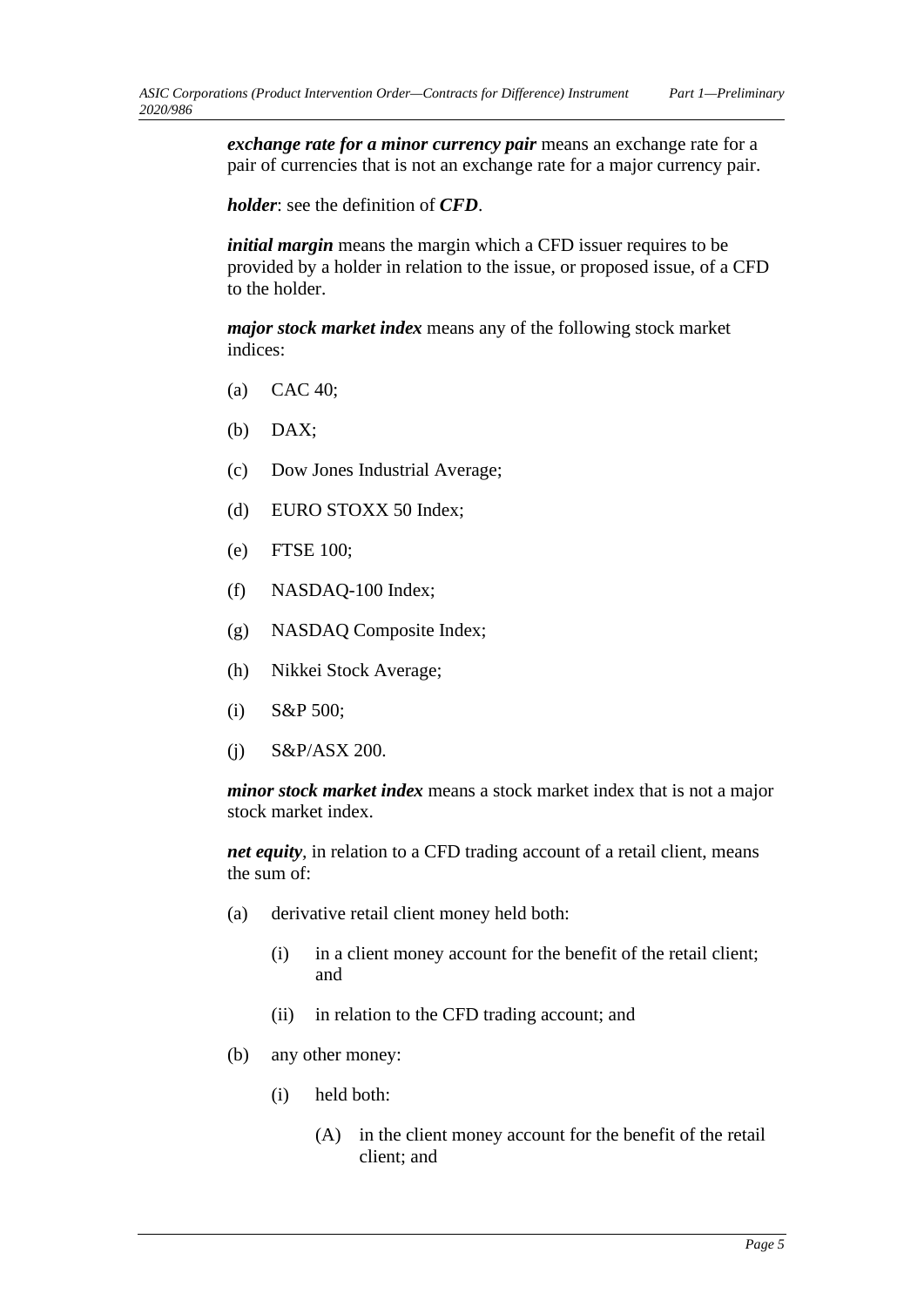***exchange rate for a minor currency pair*** means an exchange rate for a pair of currencies that is not an exchange rate for a major currency pair.

***holder***: see the definition of ***CFD***.

***initial margin*** means the margin which a CFD issuer requires to be provided by a holder in relation to the issue, or proposed issue, of a CFD to the holder.

***major stock market index*** means any of the following stock market indices:

(a) CAC 40;

(b) DAX;

(c) Dow Jones Industrial Average;

(d) EURO STOXX 50 Index;

(e) FTSE 100;

(f) NASDAQ-100 Index;

(g) NASDAQ Composite Index;

(h) Nikkei Stock Average;

(i) S&P 500;

(j) S&P/ASX 200.

***minor stock market index*** means a stock market index that is not a major stock market index.

***net equity***, in relation to a CFD trading account of a retail client, means the sum of:

(a) derivative retail client money held both:

  (i) in a client money account for the benefit of the retail client; and

  (ii) in relation to the CFD trading account; and

(b) any other money:

  (i) held both:

    (A) in the client money account for the benefit of the retail client; and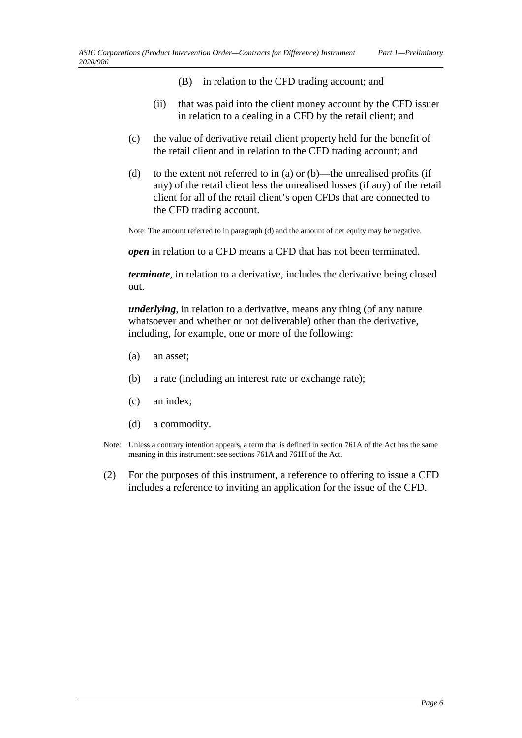(B) in relation to the CFD trading account; and

(ii) that was paid into the client money account by the CFD issuer in relation to a dealing in a CFD by the retail client; and

(c) the value of derivative retail client property held for the benefit of the retail client and in relation to the CFD trading account; and

(d) to the extent not referred to in (a) or (b)—the unrealised profits (if any) of the retail client less the unrealised losses (if any) of the retail client for all of the retail client's open CFDs that are connected to the CFD trading account.

Note: The amount referred to in paragraph (d) and the amount of net equity may be negative.

***open*** in relation to a CFD means a CFD that has not been terminated.

***terminate***, in relation to a derivative, includes the derivative being closed out.

***underlying***, in relation to a derivative, means any thing (of any nature whatsoever and whether or not deliverable) other than the derivative, including, for example, one or more of the following:

(a) an asset;

(b) a rate (including an interest rate or exchange rate);

(c) an index;

(d) a commodity.

Note: Unless a contrary intention appears, a term that is defined in section 761A of the Act has the same meaning in this instrument: see sections 761A and 761H of the Act.

(2) For the purposes of this instrument, a reference to offering to issue a CFD includes a reference to inviting an application for the issue of the CFD.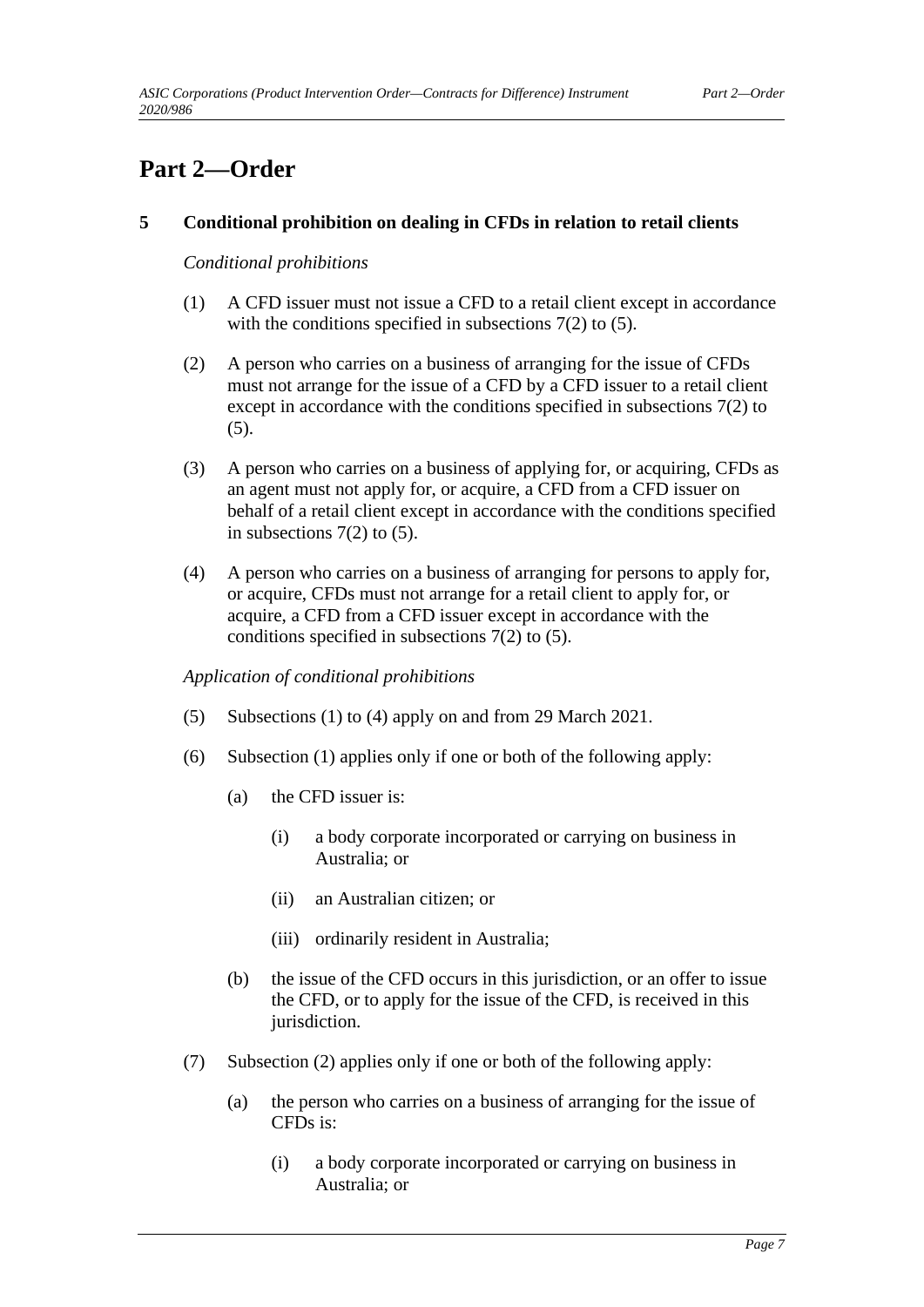# Part 2—Order

## 5 Conditional prohibition on dealing in CFDs in relation to retail clients

*Conditional prohibitions*

(1) A CFD issuer must not issue a CFD to a retail client except in accordance with the conditions specified in subsections 7(2) to (5).

(2) A person who carries on a business of arranging for the issue of CFDs must not arrange for the issue of a CFD by a CFD issuer to a retail client except in accordance with the conditions specified in subsections 7(2) to (5).

(3) A person who carries on a business of applying for, or acquiring, CFDs as an agent must not apply for, or acquire, a CFD from a CFD issuer on behalf of a retail client except in accordance with the conditions specified in subsections 7(2) to (5).

(4) A person who carries on a business of arranging for persons to apply for, or acquire, CFDs must not arrange for a retail client to apply for, or acquire, a CFD from a CFD issuer except in accordance with the conditions specified in subsections 7(2) to (5).

*Application of conditional prohibitions*

(5) Subsections (1) to (4) apply on and from 29 March 2021.

(6) Subsection (1) applies only if one or both of the following apply:

- (a) the CFD issuer is:
  - (i) a body corporate incorporated or carrying on business in Australia; or
  - (ii) an Australian citizen; or
  - (iii) ordinarily resident in Australia;
- (b) the issue of the CFD occurs in this jurisdiction, or an offer to issue the CFD, or to apply for the issue of the CFD, is received in this jurisdiction.

(7) Subsection (2) applies only if one or both of the following apply:

- (a) the person who carries on a business of arranging for the issue of CFDs is:
  - (i) a body corporate incorporated or carrying on business in Australia; or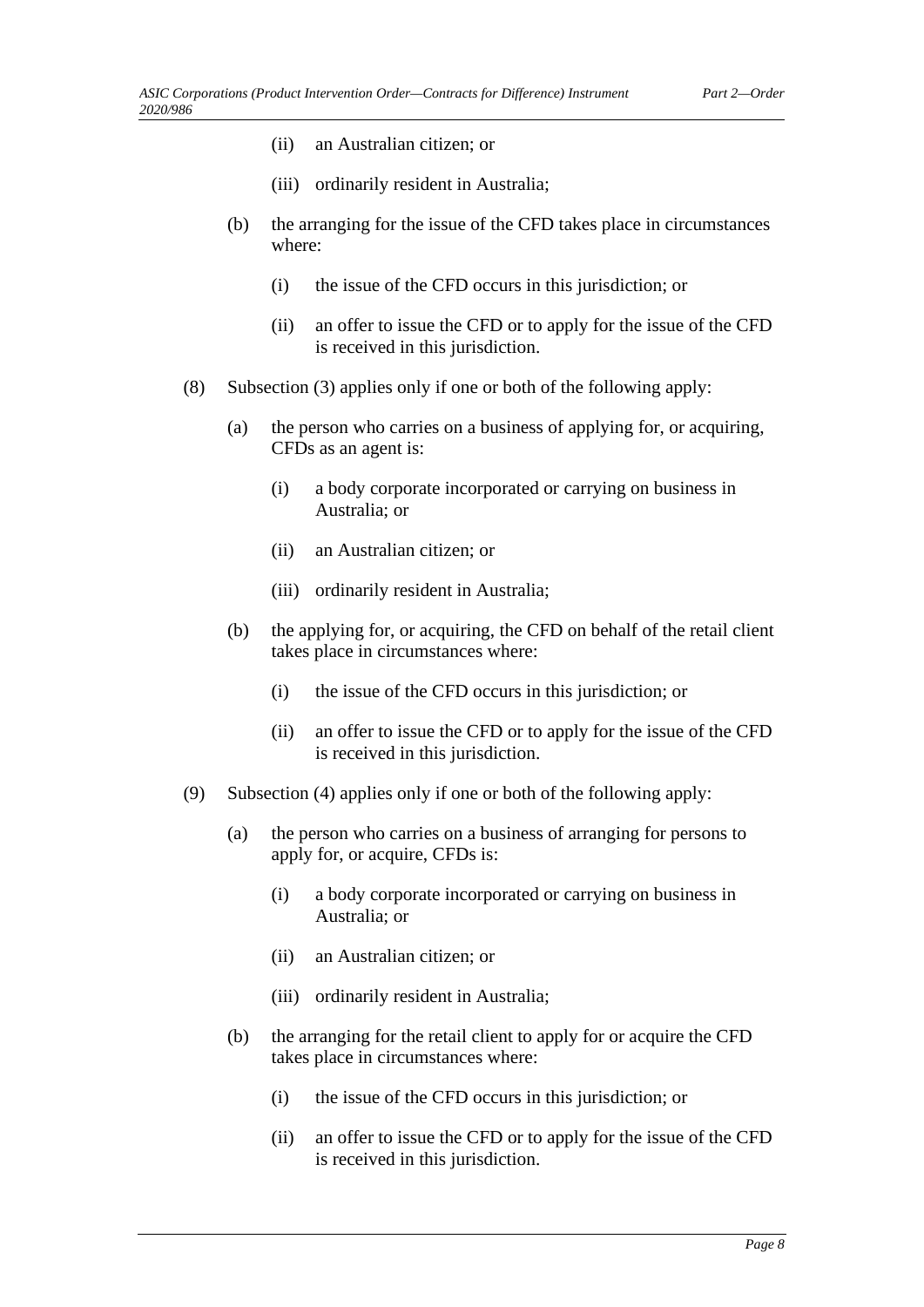(ii) an Australian citizen; or

(iii) ordinarily resident in Australia;

(b) the arranging for the issue of the CFD takes place in circumstances where:

(i) the issue of the CFD occurs in this jurisdiction; or

(ii) an offer to issue the CFD or to apply for the issue of the CFD is received in this jurisdiction.

(8) Subsection (3) applies only if one or both of the following apply:

(a) the person who carries on a business of applying for, or acquiring, CFDs as an agent is:

(i) a body corporate incorporated or carrying on business in Australia; or

(ii) an Australian citizen; or

(iii) ordinarily resident in Australia;

(b) the applying for, or acquiring, the CFD on behalf of the retail client takes place in circumstances where:

(i) the issue of the CFD occurs in this jurisdiction; or

(ii) an offer to issue the CFD or to apply for the issue of the CFD is received in this jurisdiction.

(9) Subsection (4) applies only if one or both of the following apply:

(a) the person who carries on a business of arranging for persons to apply for, or acquire, CFDs is:

(i) a body corporate incorporated or carrying on business in Australia; or

(ii) an Australian citizen; or

(iii) ordinarily resident in Australia;

(b) the arranging for the retail client to apply for or acquire the CFD takes place in circumstances where:

(i) the issue of the CFD occurs in this jurisdiction; or

(ii) an offer to issue the CFD or to apply for the issue of the CFD is received in this jurisdiction.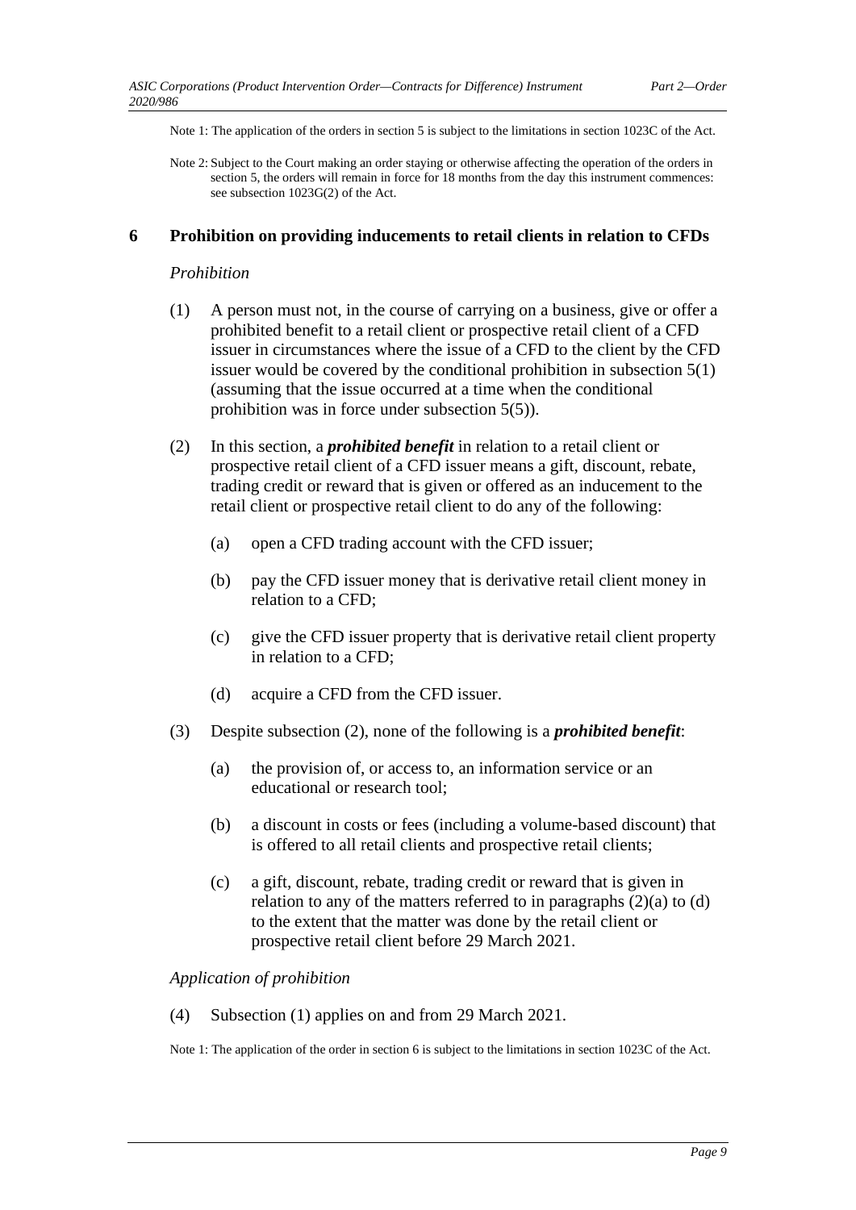Note 1: The application of the orders in section 5 is subject to the limitations in section 1023C of the Act.

Note 2: Subject to the Court making an order staying or otherwise affecting the operation of the orders in section 5, the orders will remain in force for 18 months from the day this instrument commences: see subsection 1023G(2) of the Act.

## 6 Prohibition on providing inducements to retail clients in relation to CFDs

*Prohibition*

(1) A person must not, in the course of carrying on a business, give or offer a prohibited benefit to a retail client or prospective retail client of a CFD issuer in circumstances where the issue of a CFD to the client by the CFD issuer would be covered by the conditional prohibition in subsection 5(1) (assuming that the issue occurred at a time when the conditional prohibition was in force under subsection 5(5)).

(2) In this section, a ***prohibited benefit*** in relation to a retail client or prospective retail client of a CFD issuer means a gift, discount, rebate, trading credit or reward that is given or offered as an inducement to the retail client or prospective retail client to do any of the following:

(a) open a CFD trading account with the CFD issuer;

(b) pay the CFD issuer money that is derivative retail client money in relation to a CFD;

(c) give the CFD issuer property that is derivative retail client property in relation to a CFD;

(d) acquire a CFD from the CFD issuer.

(3) Despite subsection (2), none of the following is a ***prohibited benefit***:

(a) the provision of, or access to, an information service or an educational or research tool;

(b) a discount in costs or fees (including a volume-based discount) that is offered to all retail clients and prospective retail clients;

(c) a gift, discount, rebate, trading credit or reward that is given in relation to any of the matters referred to in paragraphs (2)(a) to (d) to the extent that the matter was done by the retail client or prospective retail client before 29 March 2021.

*Application of prohibition*

(4) Subsection (1) applies on and from 29 March 2021.

Note 1: The application of the order in section 6 is subject to the limitations in section 1023C of the Act.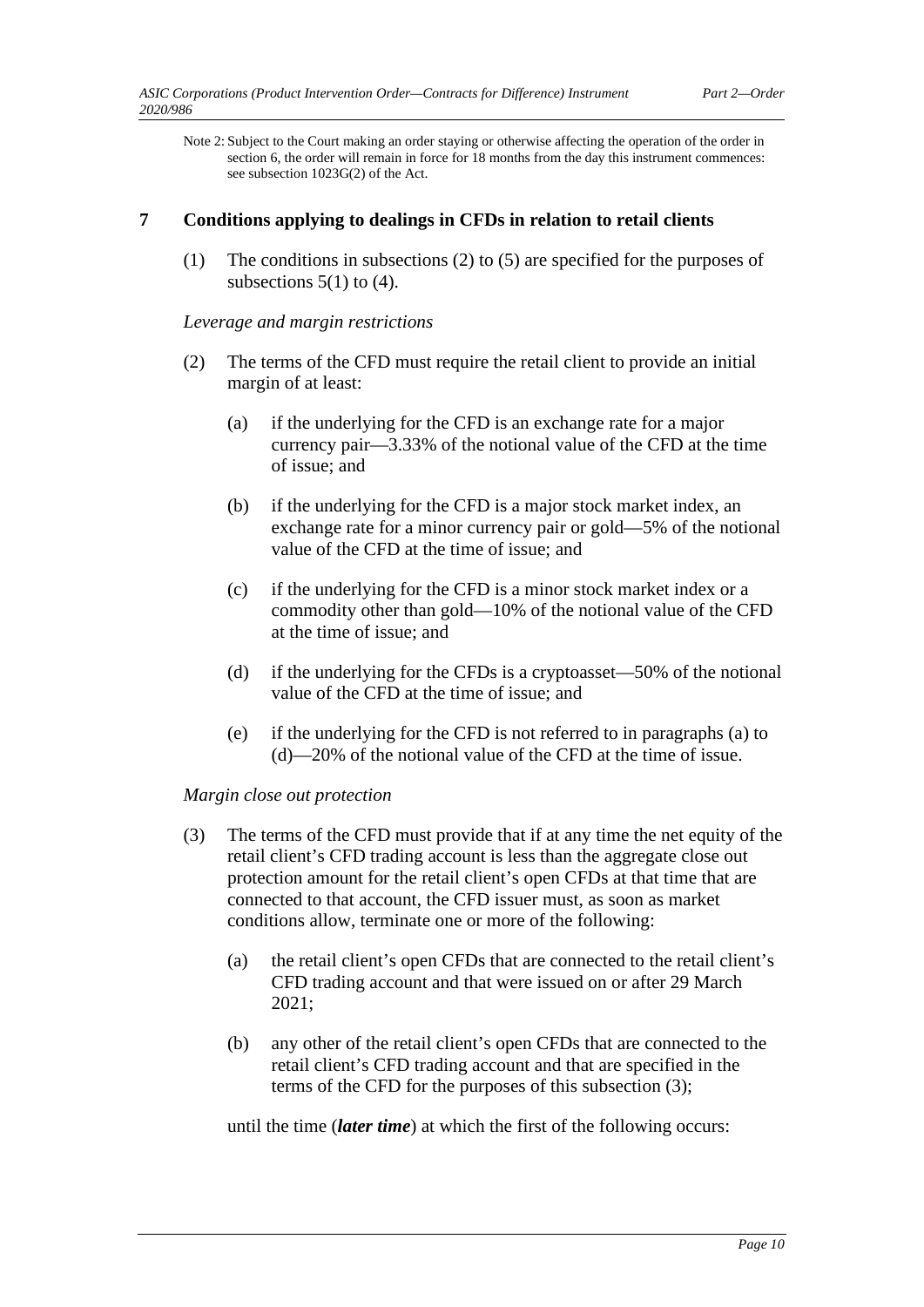Note 2: Subject to the Court making an order staying or otherwise affecting the operation of the order in section 6, the order will remain in force for 18 months from the day this instrument commences: see subsection 1023G(2) of the Act.

## 7 Conditions applying to dealings in CFDs in relation to retail clients

(1) The conditions in subsections (2) to (5) are specified for the purposes of subsections 5(1) to (4).

*Leverage and margin restrictions*

(2) The terms of the CFD must require the retail client to provide an initial margin of at least:

(a) if the underlying for the CFD is an exchange rate for a major currency pair—3.33% of the notional value of the CFD at the time of issue; and

(b) if the underlying for the CFD is a major stock market index, an exchange rate for a minor currency pair or gold—5% of the notional value of the CFD at the time of issue; and

(c) if the underlying for the CFD is a minor stock market index or a commodity other than gold—10% of the notional value of the CFD at the time of issue; and

(d) if the underlying for the CFDs is a cryptoasset—50% of the notional value of the CFD at the time of issue; and

(e) if the underlying for the CFD is not referred to in paragraphs (a) to (d)—20% of the notional value of the CFD at the time of issue.

*Margin close out protection*

(3) The terms of the CFD must provide that if at any time the net equity of the retail client's CFD trading account is less than the aggregate close out protection amount for the retail client's open CFDs at that time that are connected to that account, the CFD issuer must, as soon as market conditions allow, terminate one or more of the following:

(a) the retail client's open CFDs that are connected to the retail client's CFD trading account and that were issued on or after 29 March 2021;

(b) any other of the retail client's open CFDs that are connected to the retail client's CFD trading account and that are specified in the terms of the CFD for the purposes of this subsection (3);

until the time (***later time***) at which the first of the following occurs: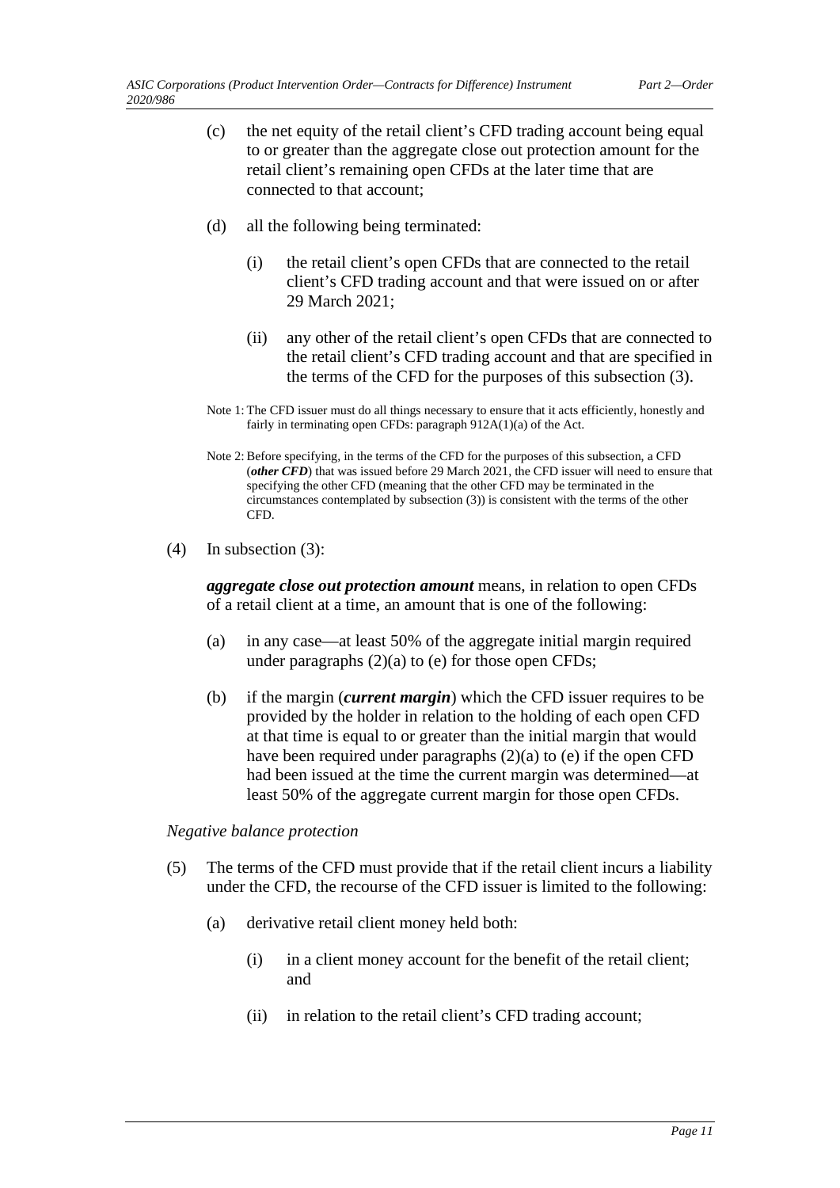(c) the net equity of the retail client's CFD trading account being equal to or greater than the aggregate close out protection amount for the retail client's remaining open CFDs at the later time that are connected to that account;

(d) all the following being terminated:

(i) the retail client's open CFDs that are connected to the retail client's CFD trading account and that were issued on or after 29 March 2021;

(ii) any other of the retail client's open CFDs that are connected to the retail client's CFD trading account and that are specified in the terms of the CFD for the purposes of this subsection (3).

Note 1: The CFD issuer must do all things necessary to ensure that it acts efficiently, honestly and fairly in terminating open CFDs: paragraph 912A(1)(a) of the Act.

Note 2: Before specifying, in the terms of the CFD for the purposes of this subsection, a CFD (***other CFD***) that was issued before 29 March 2021, the CFD issuer will need to ensure that specifying the other CFD (meaning that the other CFD may be terminated in the circumstances contemplated by subsection (3)) is consistent with the terms of the other CFD.

(4) In subsection (3):

***aggregate close out protection amount*** means, in relation to open CFDs of a retail client at a time, an amount that is one of the following:

(a) in any case—at least 50% of the aggregate initial margin required under paragraphs (2)(a) to (e) for those open CFDs;

(b) if the margin (***current margin***) which the CFD issuer requires to be provided by the holder in relation to the holding of each open CFD at that time is equal to or greater than the initial margin that would have been required under paragraphs (2)(a) to (e) if the open CFD had been issued at the time the current margin was determined—at least 50% of the aggregate current margin for those open CFDs.

*Negative balance protection*

(5) The terms of the CFD must provide that if the retail client incurs a liability under the CFD, the recourse of the CFD issuer is limited to the following:

(a) derivative retail client money held both:

(i) in a client money account for the benefit of the retail client; and

(ii) in relation to the retail client's CFD trading account;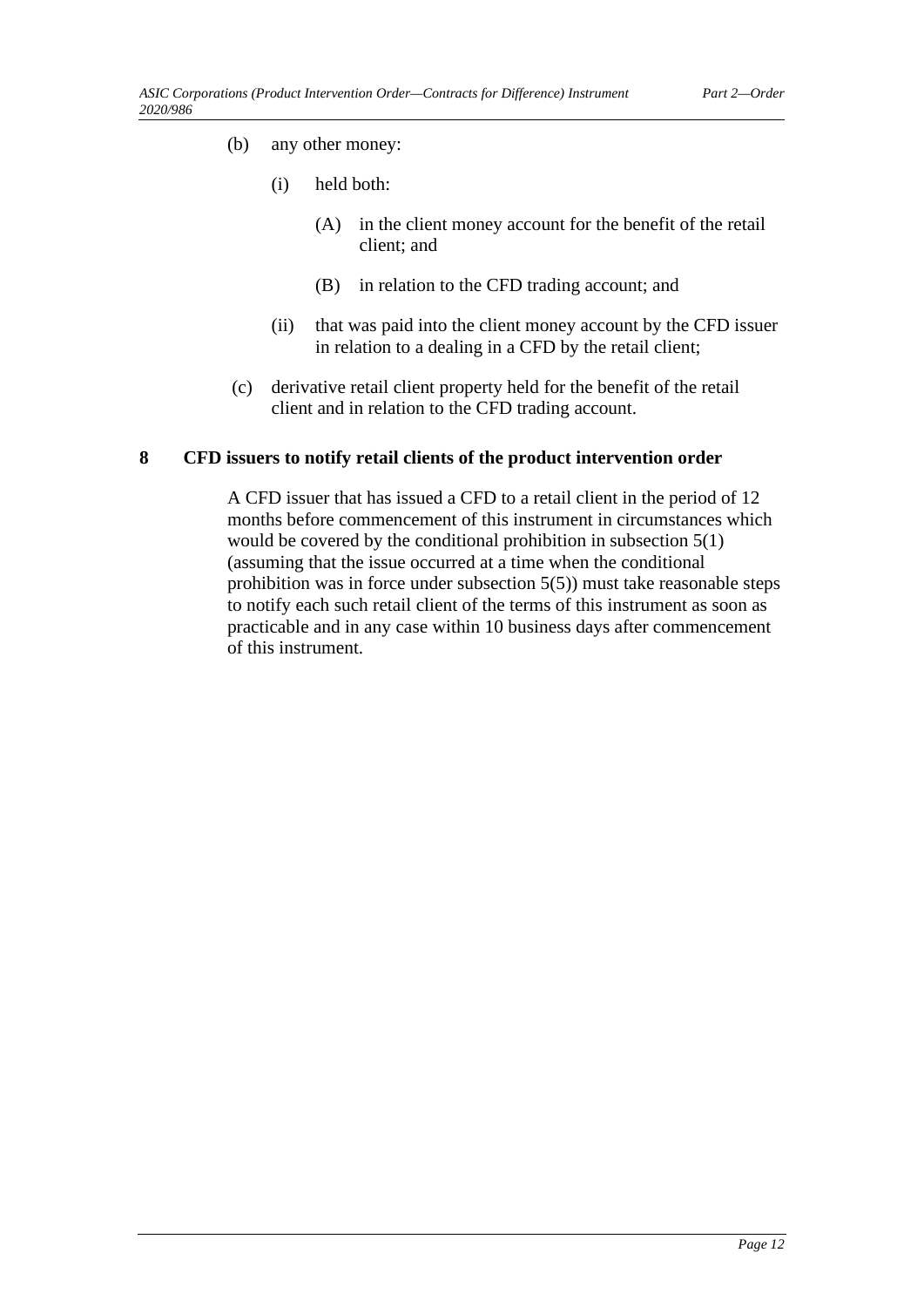(b) any other money:

(i) held both:

(A) in the client money account for the benefit of the retail client; and

(B) in relation to the CFD trading account; and

(ii) that was paid into the client money account by the CFD issuer in relation to a dealing in a CFD by the retail client;

(c) derivative retail client property held for the benefit of the retail client and in relation to the CFD trading account.

## 8 CFD issuers to notify retail clients of the product intervention order

A CFD issuer that has issued a CFD to a retail client in the period of 12 months before commencement of this instrument in circumstances which would be covered by the conditional prohibition in subsection 5(1) (assuming that the issue occurred at a time when the conditional prohibition was in force under subsection 5(5)) must take reasonable steps to notify each such retail client of the terms of this instrument as soon as practicable and in any case within 10 business days after commencement of this instrument.